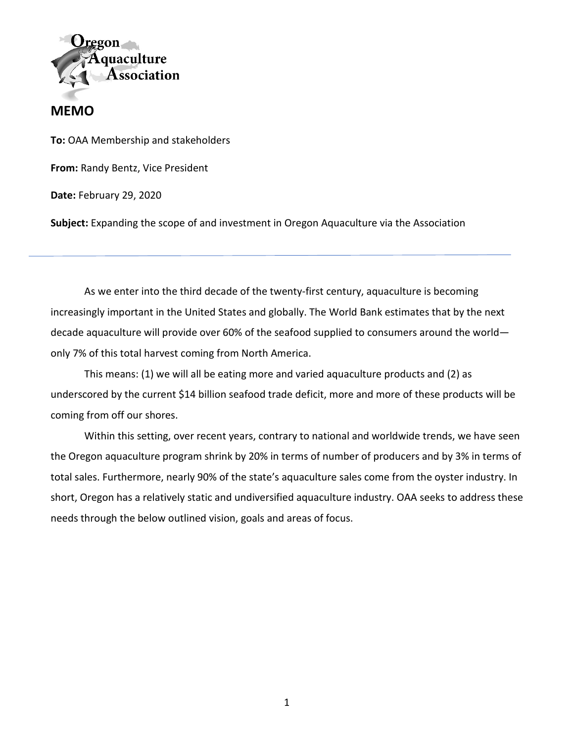Oregon Aquaculture Association

# MEMO

**To:** OAA Membership and stakeholders

**From:** Randy Bentz, Vice President

**Date:** February 29, 2020

**Subject:** Expanding the scope of and investment in Oregon Aquaculture via the Association

---

As we enter into the third decade of the twenty-first century, aquaculture is becoming increasingly important in the United States and globally. The World Bank estimates that by the next decade aquaculture will provide over 60% of the seafood supplied to consumers around the world—only 7% of this total harvest coming from North America.

This means: (1) we will all be eating more and varied aquaculture products and (2) as underscored by the current $14 billion seafood trade deficit, more and more of these products will be coming from off our shores.

Within this setting, over recent years, contrary to national and worldwide trends, we have seen the Oregon aquaculture program shrink by 20% in terms of number of producers and by 3% in terms of total sales. Furthermore, nearly 90% of the state's aquaculture sales come from the oyster industry. In short, Oregon has a relatively static and undiversified aquaculture industry. OAA seeks to address these needs through the below outlined vision, goals and areas of focus.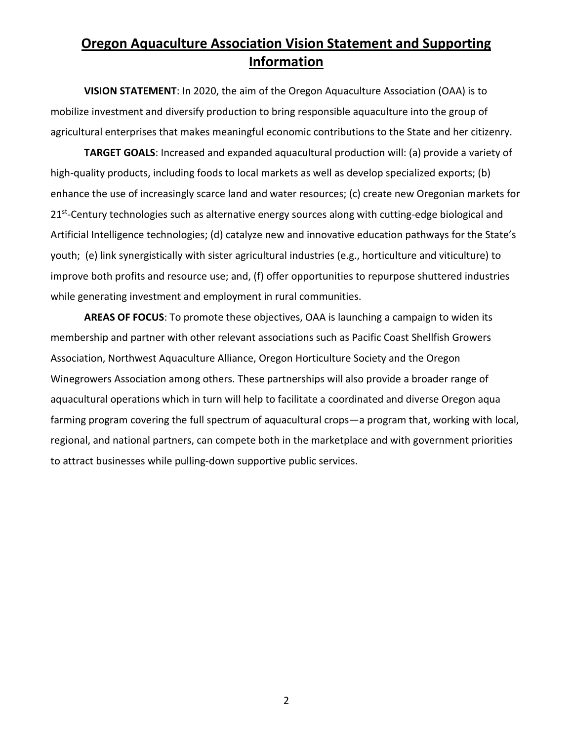# Oregon Aquaculture Association Vision Statement and Supporting Information

**VISION STATEMENT**: In 2020, the aim of the Oregon Aquaculture Association (OAA) is to mobilize investment and diversify production to bring responsible aquaculture into the group of agricultural enterprises that makes meaningful economic contributions to the State and her citizenry.

**TARGET GOALS**: Increased and expanded aquacultural production will: (a) provide a variety of high-quality products, including foods to local markets as well as develop specialized exports; (b) enhance the use of increasingly scarce land and water resources; (c) create new Oregonian markets for 21st-Century technologies such as alternative energy sources along with cutting-edge biological and Artificial Intelligence technologies; (d) catalyze new and innovative education pathways for the State's youth; (e) link synergistically with sister agricultural industries (e.g., horticulture and viticulture) to improve both profits and resource use; and, (f) offer opportunities to repurpose shuttered industries while generating investment and employment in rural communities.

**AREAS OF FOCUS**: To promote these objectives, OAA is launching a campaign to widen its membership and partner with other relevant associations such as Pacific Coast Shellfish Growers Association, Northwest Aquaculture Alliance, Oregon Horticulture Society and the Oregon Winegrowers Association among others. These partnerships will also provide a broader range of aquacultural operations which in turn will help to facilitate a coordinated and diverse Oregon aqua farming program covering the full spectrum of aquacultural crops—a program that, working with local, regional, and national partners, can compete both in the marketplace and with government priorities to attract businesses while pulling-down supportive public services.